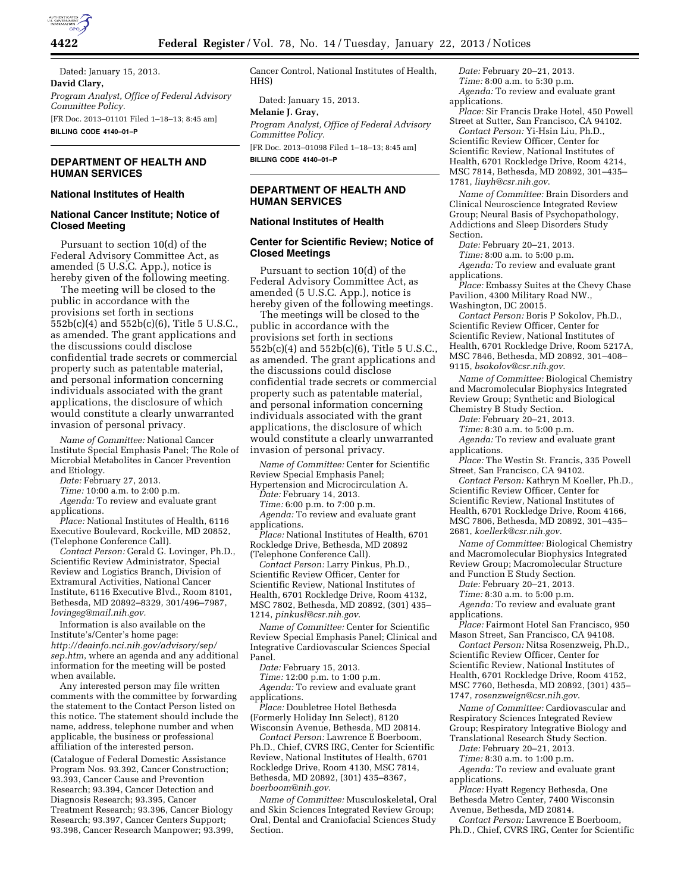Dated: January 15, 2013.

**David Clary,**

*Program Analyst, Office of Federal Advisory Committee Policy.*

[FR Doc. 2013–01101 Filed 1–18–13; 8:45 am]

**BILLING CODE 4140–01–P**

## DEPARTMENT OF HEALTH AND HUMAN SERVICES

### National Institutes of Health

### National Cancer Institute; Notice of Closed Meeting

Pursuant to section 10(d) of the Federal Advisory Committee Act, as amended (5 U.S.C. App.), notice is hereby given of the following meeting.

The meeting will be closed to the public in accordance with the provisions set forth in sections 552b(c)(4) and 552b(c)(6), Title 5 U.S.C., as amended. The grant applications and the discussions could disclose confidential trade secrets or commercial property such as patentable material, and personal information concerning individuals associated with the grant applications, the disclosure of which would constitute a clearly unwarranted invasion of personal privacy.

*Name of Committee:* National Cancer Institute Special Emphasis Panel; The Role of Microbial Metabolites in Cancer Prevention and Etiology.

*Date:* February 27, 2013.

*Time:* 10:00 a.m. to 2:00 p.m.

*Agenda:* To review and evaluate grant applications.

*Place:* National Institutes of Health, 6116 Executive Boulevard, Rockville, MD 20852, (Telephone Conference Call).

*Contact Person:* Gerald G. Lovinger, Ph.D., Scientific Review Administrator, Special Review and Logistics Branch, Division of Extramural Activities, National Cancer Institute, 6116 Executive Blvd., Room 8101, Bethesda, MD 20892–8329, 301/496–7987, *lovingeg@mail.nih.gov.*

Information is also available on the Institute's/Center's home page: *http://deainfo.nci.nih.gov/advisory/sep/sep.htm*, where an agenda and any additional information for the meeting will be posted when available.

Any interested person may file written comments with the committee by forwarding the statement to the Contact Person listed on this notice. The statement should include the name, address, telephone number and when applicable, the business or professional affiliation of the interested person.

(Catalogue of Federal Domestic Assistance Program Nos. 93.392, Cancer Construction; 93.393, Cancer Cause and Prevention Research; 93.394, Cancer Detection and Diagnosis Research; 93.395, Cancer Treatment Research; 93.396, Cancer Biology Research; 93.397, Cancer Centers Support; 93.398, Cancer Research Manpower; 93.399, Cancer Control, National Institutes of Health, HHS)

Dated: January 15, 2013.

**Melanie J. Gray,**

*Program Analyst, Office of Federal Advisory Committee Policy.*

[FR Doc. 2013–01098 Filed 1–18–13; 8:45 am]

**BILLING CODE 4140–01–P**

## DEPARTMENT OF HEALTH AND HUMAN SERVICES

### National Institutes of Health

### Center for Scientific Review; Notice of Closed Meetings

Pursuant to section 10(d) of the Federal Advisory Committee Act, as amended (5 U.S.C. App.), notice is hereby given of the following meetings.

The meetings will be closed to the public in accordance with the provisions set forth in sections 552b(c)(4) and 552b(c)(6), Title 5 U.S.C., as amended. The grant applications and the discussions could disclose confidential trade secrets or commercial property such as patentable material, and personal information concerning individuals associated with the grant applications, the disclosure of which would constitute a clearly unwarranted invasion of personal privacy.

*Name of Committee:* Center for Scientific Review Special Emphasis Panel; Hypertension and Microcirculation A.

*Date:* February 14, 2013.

*Time:* 6:00 p.m. to 7:00 p.m.

*Agenda:* To review and evaluate grant applications.

*Place:* National Institutes of Health, 6701 Rockledge Drive, Bethesda, MD 20892 (Telephone Conference Call).

*Contact Person:* Larry Pinkus, Ph.D., Scientific Review Officer, Center for Scientific Review, National Institutes of Health, 6701 Rockledge Drive, Room 4132, MSC 7802, Bethesda, MD 20892, (301) 435–1214, *pinkusl@csr.nih.gov*.

*Name of Committee:* Center for Scientific Review Special Emphasis Panel; Clinical and Integrative Cardiovascular Sciences Special Panel.

*Date:* February 15, 2013.

*Time:* 12:00 p.m. to 1:00 p.m.

*Agenda:* To review and evaluate grant applications.

*Place:* Doubletree Hotel Bethesda (Formerly Holiday Inn Select), 8120 Wisconsin Avenue, Bethesda, MD 20814.

*Contact Person:* Lawrence E Boerboom, Ph.D., Chief, CVRS IRG, Center for Scientific Review, National Institutes of Health, 6701 Rockledge Drive, Room 4130, MSC 7814, Bethesda, MD 20892, (301) 435–8367, *boerboom@nih.gov*.

*Name of Committee:* Musculoskeletal, Oral and Skin Sciences Integrated Review Group; Oral, Dental and Craniofacial Sciences Study Section.

*Date:* February 20–21, 2013.

*Time:* 8:00 a.m. to 5:30 p.m.

*Agenda:* To review and evaluate grant applications.

*Place:* Sir Francis Drake Hotel, 450 Powell Street at Sutter, San Francisco, CA 94102.

*Contact Person:* Yi-Hsin Liu, Ph.D., Scientific Review Officer, Center for Scientific Review, National Institutes of Health, 6701 Rockledge Drive, Room 4214, MSC 7814, Bethesda, MD 20892, 301–435–1781, *liuyh@csr.nih.gov*.

*Name of Committee:* Brain Disorders and Clinical Neuroscience Integrated Review Group; Neural Basis of Psychopathology, Addictions and Sleep Disorders Study Section.

*Date:* February 20–21, 2013.

*Time:* 8:00 a.m. to 5:00 p.m.

*Agenda:* To review and evaluate grant applications.

*Place:* Embassy Suites at the Chevy Chase Pavilion, 4300 Military Road NW., Washington, DC 20015.

*Contact Person:* Boris P Sokolov, Ph.D., Scientific Review Officer, Center for Scientific Review, National Institutes of Health, 6701 Rockledge Drive, Room 5217A, MSC 7846, Bethesda, MD 20892, 301–408–9115, *bsokolov@csr.nih.gov*.

*Name of Committee:* Biological Chemistry and Macromolecular Biophysics Integrated Review Group; Synthetic and Biological Chemistry B Study Section.

*Date:* February 20–21, 2013.

*Time:* 8:30 a.m. to 5:00 p.m.

*Agenda:* To review and evaluate grant applications.

*Place:* The Westin St. Francis, 335 Powell Street, San Francisco, CA 94102.

*Contact Person:* Kathryn M Koeller, Ph.D., Scientific Review Officer, Center for Scientific Review, National Institutes of Health, 6701 Rockledge Drive, Room 4166, MSC 7806, Bethesda, MD 20892, 301–435–2681, *koellerk@csr.nih.gov*.

*Name of Committee:* Biological Chemistry and Macromolecular Biophysics Integrated Review Group; Macromolecular Structure and Function E Study Section.

*Date:* February 20–21, 2013.

*Time:* 8:30 a.m. to 5:00 p.m.

*Agenda:* To review and evaluate grant applications.

*Place:* Fairmont Hotel San Francisco, 950 Mason Street, San Francisco, CA 94108.

*Contact Person:* Nitsa Rosenzweig, Ph.D., Scientific Review Officer, Center for Scientific Review, National Institutes of Health, 6701 Rockledge Drive, Room 4152, MSC 7760, Bethesda, MD 20892, (301) 435–1747, *rosenzweign@csr.nih.gov*.

*Name of Committee:* Cardiovascular and Respiratory Sciences Integrated Review Group; Respiratory Integrative Biology and Translational Research Study Section.

*Date:* February 20–21, 2013.

*Time:* 8:30 a.m. to 1:00 p.m.

*Agenda:* To review and evaluate grant applications.

*Place:* Hyatt Regency Bethesda, One Bethesda Metro Center, 7400 Wisconsin Avenue, Bethesda, MD 20814.

*Contact Person:* Lawrence E Boerboom, Ph.D., Chief, CVRS IRG, Center for Scientific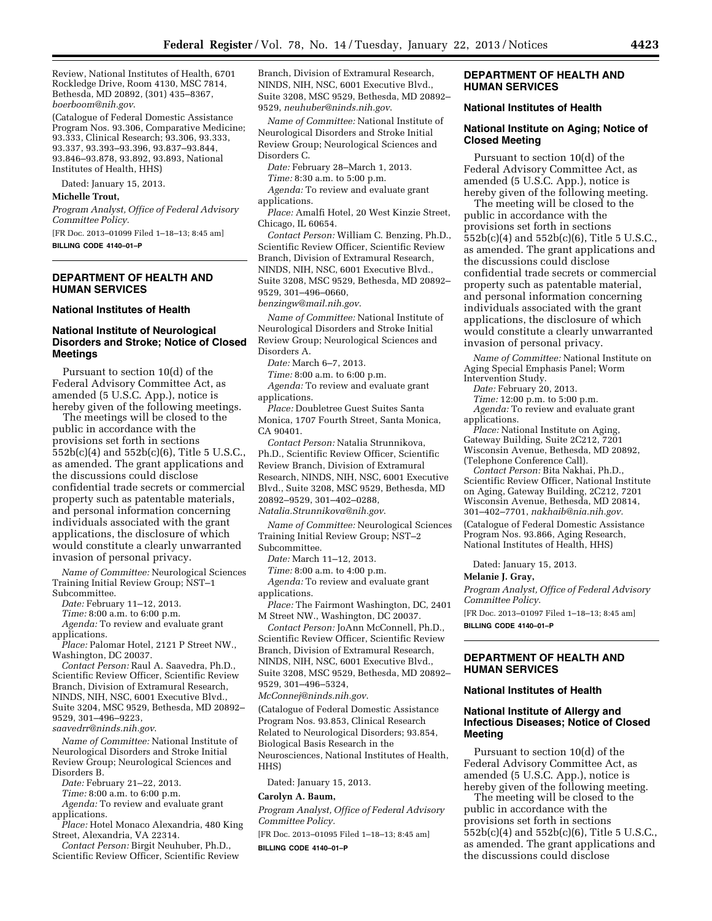Review, National Institutes of Health, 6701 Rockledge Drive, Room 4130, MSC 7814, Bethesda, MD 20892, (301) 435–8367, *boerboom@nih.gov*.

(Catalogue of Federal Domestic Assistance Program Nos. 93.306, Comparative Medicine; 93.333, Clinical Research; 93.306, 93.333, 93.337, 93.393–93.396, 93.837–93.844, 93.846–93.878, 93.892, 93.893, National Institutes of Health, HHS)

Dated: January 15, 2013.

**Michelle Trout,**

*Program Analyst, Office of Federal Advisory Committee Policy.*

[FR Doc. 2013–01099 Filed 1–18–13; 8:45 am]

**BILLING CODE 4140–01–P**

## DEPARTMENT OF HEALTH AND HUMAN SERVICES

### National Institutes of Health

### National Institute of Neurological Disorders and Stroke; Notice of Closed Meetings

Pursuant to section 10(d) of the Federal Advisory Committee Act, as amended (5 U.S.C. App.), notice is hereby given of the following meetings.

The meetings will be closed to the public in accordance with the provisions set forth in sections 552b(c)(4) and 552b(c)(6), Title 5 U.S.C., as amended. The grant applications and the discussions could disclose confidential trade secrets or commercial property such as patentable materials, and personal information concerning individuals associated with the grant applications, the disclosure of which would constitute a clearly unwarranted invasion of personal privacy.

*Name of Committee:* Neurological Sciences Training Initial Review Group; NST–1 Subcommittee.

*Date:* February 11–12, 2013.

*Time:* 8:00 a.m. to 6:00 p.m.

*Agenda:* To review and evaluate grant applications.

*Place:* Palomar Hotel, 2121 P Street NW., Washington, DC 20037.

*Contact Person:* Raul A. Saavedra, Ph.D., Scientific Review Officer, Scientific Review Branch, Division of Extramural Research, NINDS, NIH, NSC, 6001 Executive Blvd., Suite 3204, MSC 9529, Bethesda, MD 20892–9529, 301–496–9223, *saavedrr@ninds.nih.gov*.

*Name of Committee:* National Institute of Neurological Disorders and Stroke Initial Review Group; Neurological Sciences and Disorders B.

*Date:* February 21–22, 2013.

*Time:* 8:00 a.m. to 6:00 p.m.

*Agenda:* To review and evaluate grant applications.

*Place:* Hotel Monaco Alexandria, 480 King Street, Alexandria, VA 22314.

*Contact Person:* Birgit Neuhuber, Ph.D., Scientific Review Officer, Scientific Review Branch, Division of Extramural Research, NINDS, NIH, NSC, 6001 Executive Blvd., Suite 3208, MSC 9529, Bethesda, MD 20892–9529, *neuhuber@ninds.nih.gov*.

*Name of Committee:* National Institute of Neurological Disorders and Stroke Initial Review Group; Neurological Sciences and Disorders C.

*Date:* February 28–March 1, 2013.

*Time:* 8:30 a.m. to 5:00 p.m.

*Agenda:* To review and evaluate grant applications.

*Place:* Amalfi Hotel, 20 West Kinzie Street, Chicago, IL 60654.

*Contact Person:* William C. Benzing, Ph.D., Scientific Review Officer, Scientific Review Branch, Division of Extramural Research, NINDS, NIH, NSC, 6001 Executive Blvd., Suite 3208, MSC 9529, Bethesda, MD 20892–9529, 301–496–0660, *benzingw@mail.nih.gov*.

*Name of Committee:* National Institute of Neurological Disorders and Stroke Initial Review Group; Neurological Sciences and Disorders A.

*Date:* March 6–7, 2013.

*Time:* 8:00 a.m. to 6:00 p.m.

*Agenda:* To review and evaluate grant applications.

*Place:* Doubletree Guest Suites Santa Monica, 1707 Fourth Street, Santa Monica, CA 90401.

*Contact Person:* Natalia Strunnikova, Ph.D., Scientific Review Officer, Scientific Review Branch, Division of Extramural Research, NINDS, NIH, NSC, 6001 Executive Blvd., Suite 3208, MSC 9529, Bethesda, MD 20892–9529, 301–402–0288, *Natalia.Strunnikova@nih.gov*.

*Name of Committee:* Neurological Sciences Training Initial Review Group; NST–2 Subcommittee.

*Date:* March 11–12, 2013.

*Time:* 8:00 a.m. to 4:00 p.m.

*Agenda:* To review and evaluate grant applications.

*Place:* The Fairmont Washington, DC, 2401 M Street NW., Washington, DC 20037.

*Contact Person:* JoAnn McConnell, Ph.D., Scientific Review Officer, Scientific Review Branch, Division of Extramural Research, NINDS, NIH, NSC, 6001 Executive Blvd., Suite 3208, MSC 9529, Bethesda, MD 20892–9529, 301–496–5324, *McConnej@ninds.nih.gov*.

(Catalogue of Federal Domestic Assistance Program Nos. 93.853, Clinical Research Related to Neurological Disorders; 93.854, Biological Basis Research in the Neurosciences, National Institutes of Health, HHS)

Dated: January 15, 2013.

**Carolyn A. Baum,**

*Program Analyst, Office of Federal Advisory Committee Policy.*

[FR Doc. 2013–01095 Filed 1–18–13; 8:45 am]

**BILLING CODE 4140–01–P**

## DEPARTMENT OF HEALTH AND HUMAN SERVICES

### National Institutes of Health

### National Institute on Aging; Notice of Closed Meeting

Pursuant to section 10(d) of the Federal Advisory Committee Act, as amended (5 U.S.C. App.), notice is hereby given of the following meeting.

The meeting will be closed to the public in accordance with the provisions set forth in sections 552b(c)(4) and 552b(c)(6), Title 5 U.S.C., as amended. The grant applications and the discussions could disclose confidential trade secrets or commercial property such as patentable material, and personal information concerning individuals associated with the grant applications, the disclosure of which would constitute a clearly unwarranted invasion of personal privacy.

*Name of Committee:* National Institute on Aging Special Emphasis Panel; Worm Intervention Study.

*Date:* February 20, 2013.

*Time:* 12:00 p.m. to 5:00 p.m.

*Agenda:* To review and evaluate grant applications.

*Place:* National Institute on Aging, Gateway Building, Suite 2C212, 7201 Wisconsin Avenue, Bethesda, MD 20892, (Telephone Conference Call).

*Contact Person:* Bita Nakhai, Ph.D., Scientific Review Officer, National Institute on Aging, Gateway Building, 2C212, 7201 Wisconsin Avenue, Bethesda, MD 20814, 301–402–7701, *nakhaib@nia.nih.gov*.

(Catalogue of Federal Domestic Assistance Program Nos. 93.866, Aging Research, National Institutes of Health, HHS)

Dated: January 15, 2013.

**Melanie J. Gray,**

*Program Analyst, Office of Federal Advisory Committee Policy.*

[FR Doc. 2013–01097 Filed 1–18–13; 8:45 am]

**BILLING CODE 4140–01–P**

## DEPARTMENT OF HEALTH AND HUMAN SERVICES

### National Institutes of Health

### National Institute of Allergy and Infectious Diseases; Notice of Closed Meeting

Pursuant to section 10(d) of the Federal Advisory Committee Act, as amended (5 U.S.C. App.), notice is hereby given of the following meeting.

The meeting will be closed to the public in accordance with the provisions set forth in sections 552b(c)(4) and 552b(c)(6), Title 5 U.S.C., as amended. The grant applications and the discussions could disclose